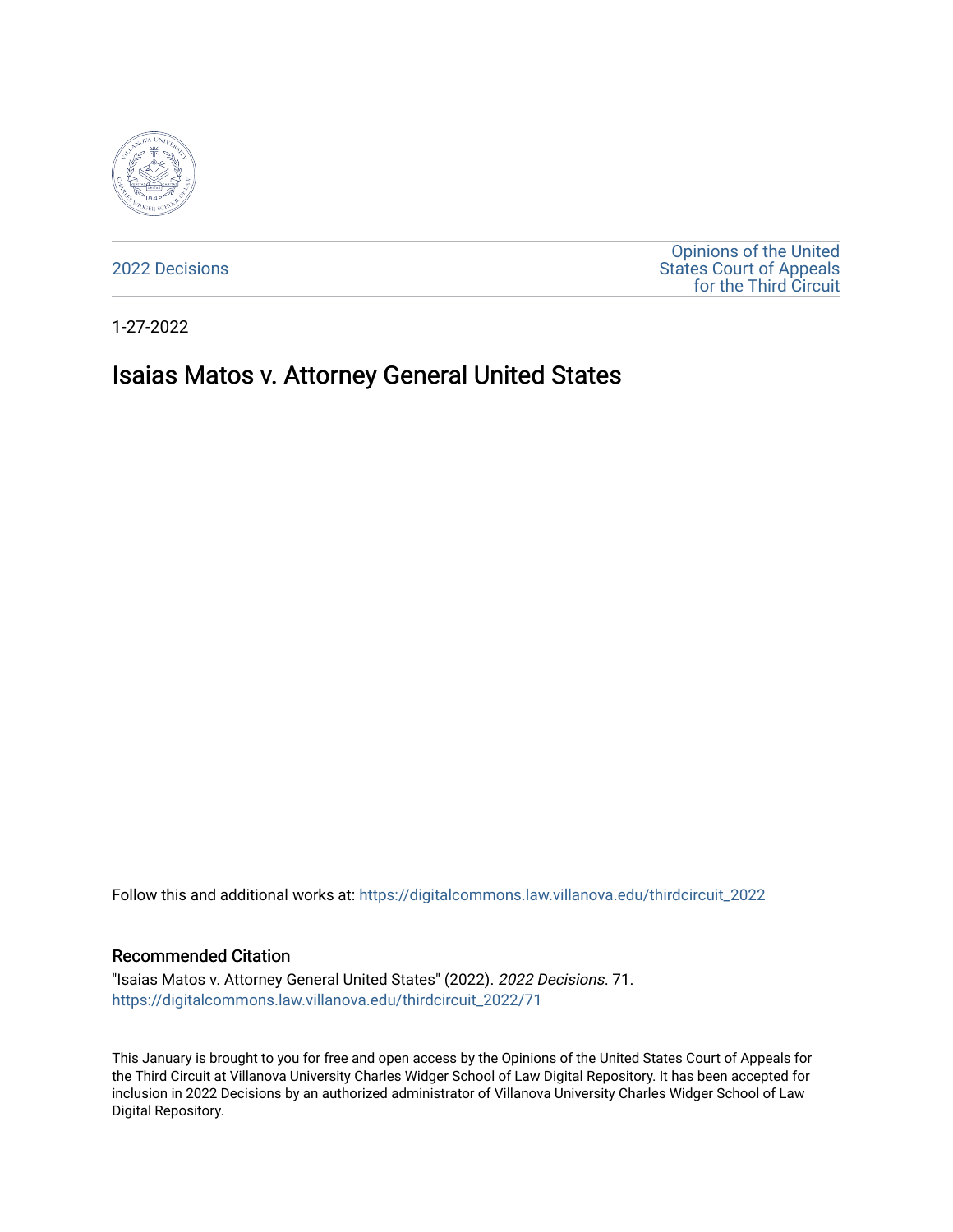2022 Decisions

Opinions of the United States Court of Appeals for the Third Circuit

1-27-2022

# Isaias Matos v. Attorney General United States

Follow this and additional works at: https://digitalcommons.law.villanova.edu/thirdcircuit_2022

## Recommended Citation

"Isaias Matos v. Attorney General United States" (2022). *2022 Decisions*. 71.
https://digitalcommons.law.villanova.edu/thirdcircuit_2022/71

This January is brought to you for free and open access by the Opinions of the United States Court of Appeals for the Third Circuit at Villanova University Charles Widger School of Law Digital Repository. It has been accepted for inclusion in 2022 Decisions by an authorized administrator of Villanova University Charles Widger School of Law Digital Repository.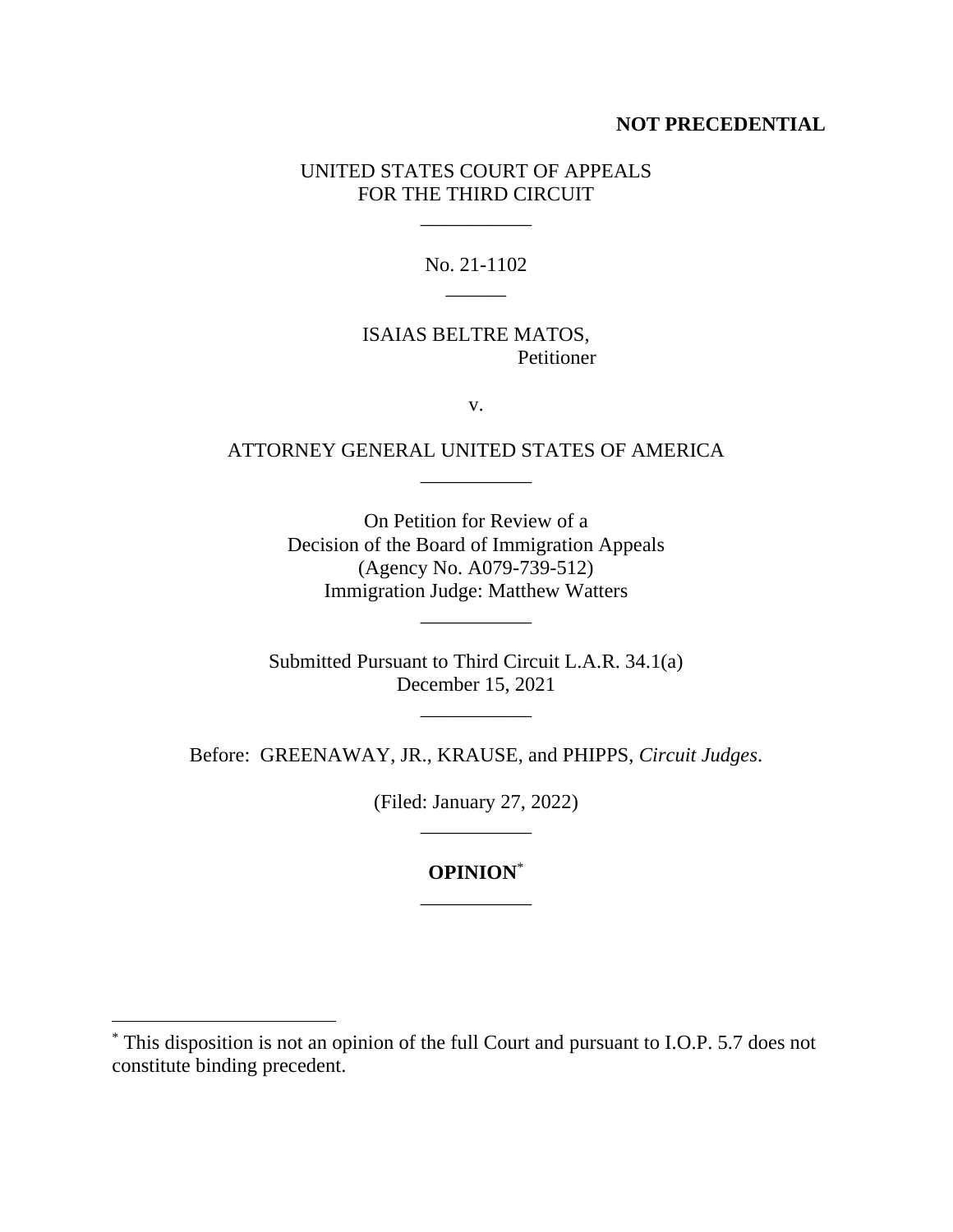**NOT PRECEDENTIAL**

UNITED STATES COURT OF APPEALS
FOR THE THIRD CIRCUIT

\_\_\_\_\_\_\_\_\_\_\_

No. 21-1102

\_\_\_\_\_\_

ISAIAS BELTRE MATOS,
Petitioner

v.

ATTORNEY GENERAL UNITED STATES OF AMERICA

\_\_\_\_\_\_\_\_\_\_\_

On Petition for Review of a
Decision of the Board of Immigration Appeals
(Agency No. A079-739-512)
Immigration Judge: Matthew Watters

\_\_\_\_\_\_\_\_\_\_\_

Submitted Pursuant to Third Circuit L.A.R. 34.1(a)
December 15, 2021

\_\_\_\_\_\_\_\_\_\_\_

Before: GREENAWAY, JR., KRAUSE, and PHIPPS, *Circuit Judges*.

(Filed: January 27, 2022)

\_\_\_\_\_\_\_\_\_\_\_

**OPINION**[*]

\_\_\_\_\_\_\_\_\_\_\_

[*] This disposition is not an opinion of the full Court and pursuant to I.O.P. 5.7 does not constitute binding precedent.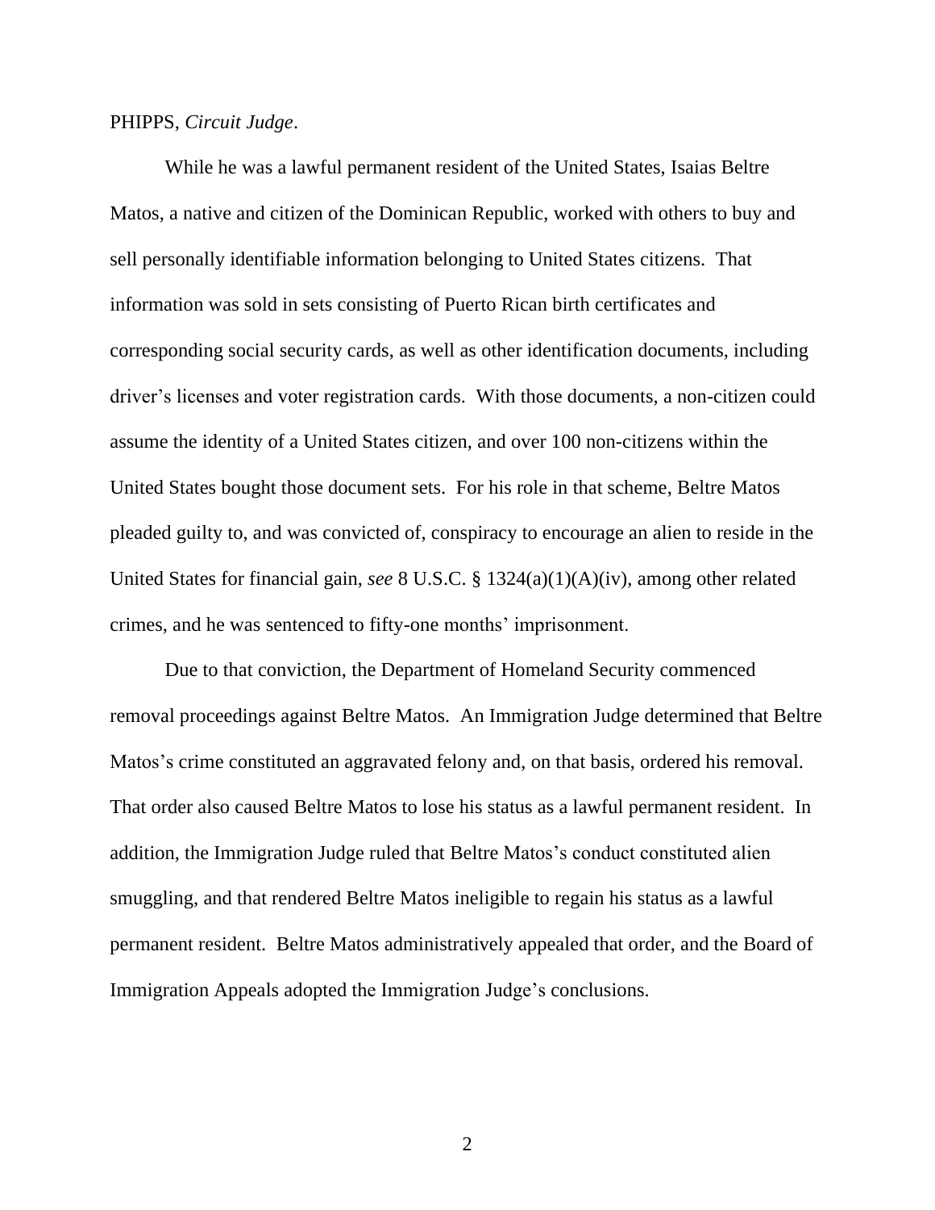PHIPPS, *Circuit Judge*.

While he was a lawful permanent resident of the United States, Isaias Beltre Matos, a native and citizen of the Dominican Republic, worked with others to buy and sell personally identifiable information belonging to United States citizens. That information was sold in sets consisting of Puerto Rican birth certificates and corresponding social security cards, as well as other identification documents, including driver's licenses and voter registration cards. With those documents, a non-citizen could assume the identity of a United States citizen, and over 100 non-citizens within the United States bought those document sets. For his role in that scheme, Beltre Matos pleaded guilty to, and was convicted of, conspiracy to encourage an alien to reside in the United States for financial gain, *see* 8 U.S.C. § 1324(a)(1)(A)(iv), among other related crimes, and he was sentenced to fifty-one months' imprisonment.

Due to that conviction, the Department of Homeland Security commenced removal proceedings against Beltre Matos. An Immigration Judge determined that Beltre Matos's crime constituted an aggravated felony and, on that basis, ordered his removal. That order also caused Beltre Matos to lose his status as a lawful permanent resident. In addition, the Immigration Judge ruled that Beltre Matos's conduct constituted alien smuggling, and that rendered Beltre Matos ineligible to regain his status as a lawful permanent resident. Beltre Matos administratively appealed that order, and the Board of Immigration Appeals adopted the Immigration Judge's conclusions.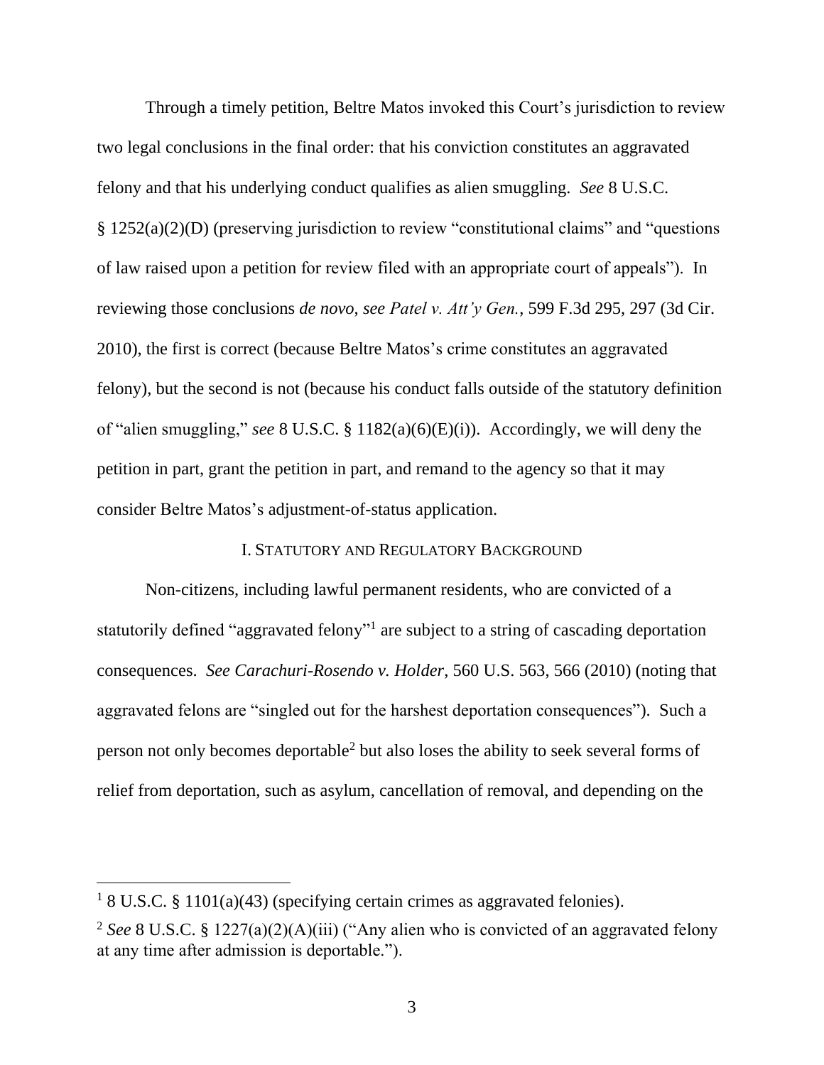Through a timely petition, Beltre Matos invoked this Court's jurisdiction to review two legal conclusions in the final order: that his conviction constitutes an aggravated felony and that his underlying conduct qualifies as alien smuggling. *See* 8 U.S.C. § 1252(a)(2)(D) (preserving jurisdiction to review "constitutional claims" and "questions of law raised upon a petition for review filed with an appropriate court of appeals"). In reviewing those conclusions *de novo*, *see Patel v. Att'y Gen.*, 599 F.3d 295, 297 (3d Cir. 2010), the first is correct (because Beltre Matos's crime constitutes an aggravated felony), but the second is not (because his conduct falls outside of the statutory definition of "alien smuggling," *see* 8 U.S.C. § 1182(a)(6)(E)(i)). Accordingly, we will deny the petition in part, grant the petition in part, and remand to the agency so that it may consider Beltre Matos's adjustment-of-status application.

## I. Statutory and Regulatory Background

Non-citizens, including lawful permanent residents, who are convicted of a statutorily defined "aggravated felony"[1] are subject to a string of cascading deportation consequences. *See Carachuri-Rosendo v. Holder*, 560 U.S. 563, 566 (2010) (noting that aggravated felons are "singled out for the harshest deportation consequences"). Such a person not only becomes deportable[2] but also loses the ability to seek several forms of relief from deportation, such as asylum, cancellation of removal, and depending on the

---

[1] 8 U.S.C. § 1101(a)(43) (specifying certain crimes as aggravated felonies).

[2] *See* 8 U.S.C. § 1227(a)(2)(A)(iii) ("Any alien who is convicted of an aggravated felony at any time after admission is deportable.").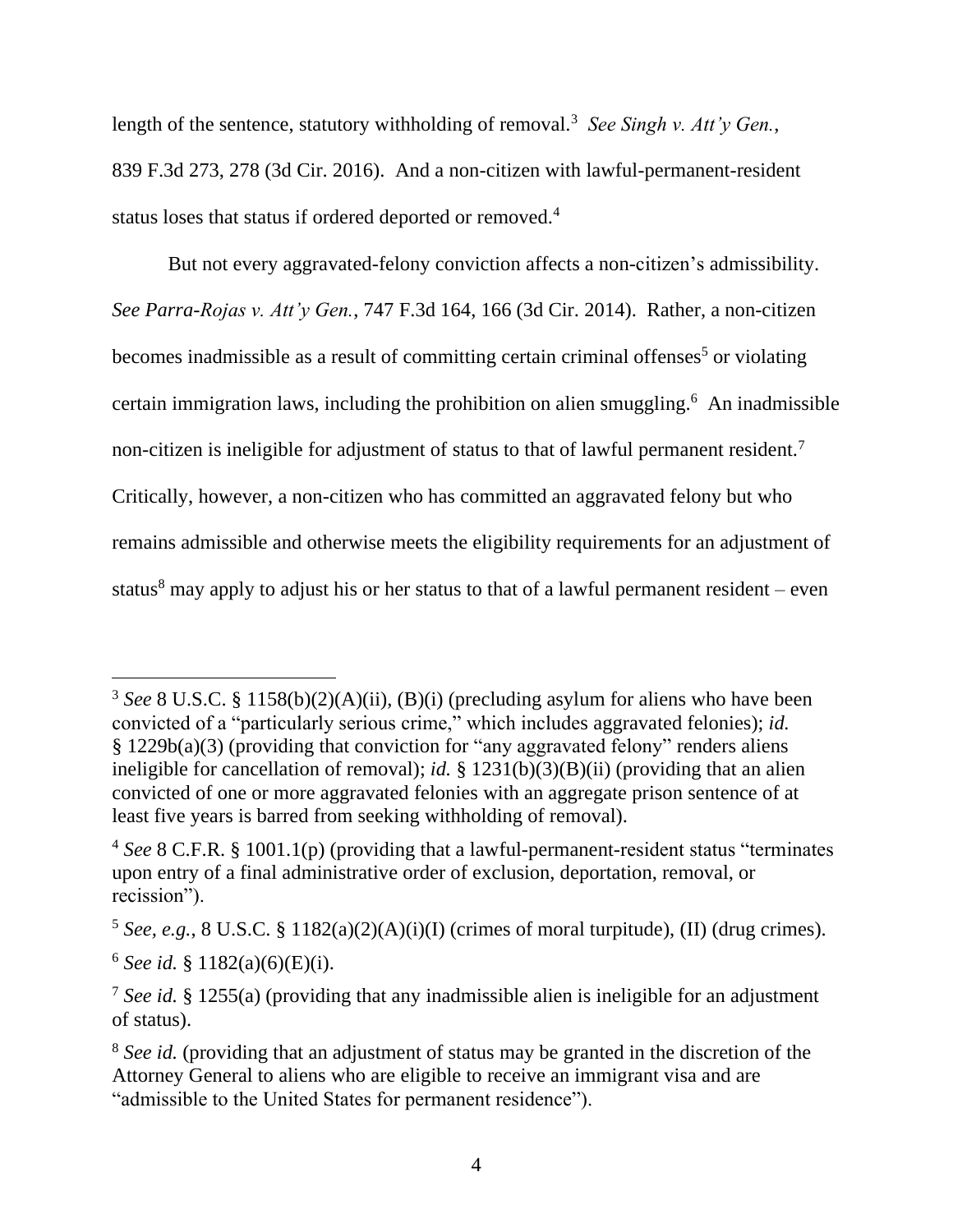length of the sentence, statutory withholding of removal.[3] *See Singh v. Att'y Gen.*, 839 F.3d 273, 278 (3d Cir. 2016). And a non-citizen with lawful-permanent-resident status loses that status if ordered deported or removed.[4]

But not every aggravated-felony conviction affects a non-citizen's admissibility. *See Parra-Rojas v. Att'y Gen.*, 747 F.3d 164, 166 (3d Cir. 2014). Rather, a non-citizen becomes inadmissible as a result of committing certain criminal offenses[5] or violating certain immigration laws, including the prohibition on alien smuggling.[6] An inadmissible non-citizen is ineligible for adjustment of status to that of lawful permanent resident.[7] Critically, however, a non-citizen who has committed an aggravated felony but who remains admissible and otherwise meets the eligibility requirements for an adjustment of status[8] may apply to adjust his or her status to that of a lawful permanent resident – even

---

[3] *See* 8 U.S.C. § 1158(b)(2)(A)(ii), (B)(i) (precluding asylum for aliens who have been convicted of a "particularly serious crime," which includes aggravated felonies); *id.* § 1229b(a)(3) (providing that conviction for "any aggravated felony" renders aliens ineligible for cancellation of removal); *id.* § 1231(b)(3)(B)(ii) (providing that an alien convicted of one or more aggravated felonies with an aggregate prison sentence of at least five years is barred from seeking withholding of removal).

[4] *See* 8 C.F.R. § 1001.1(p) (providing that a lawful-permanent-resident status "terminates upon entry of a final administrative order of exclusion, deportation, removal, or recission").

[5] *See, e.g.*, 8 U.S.C. § 1182(a)(2)(A)(i)(I) (crimes of moral turpitude), (II) (drug crimes).

[6] *See id.* § 1182(a)(6)(E)(i).

[7] *See id.* § 1255(a) (providing that any inadmissible alien is ineligible for an adjustment of status).

[8] *See id.* (providing that an adjustment of status may be granted in the discretion of the Attorney General to aliens who are eligible to receive an immigrant visa and are "admissible to the United States for permanent residence").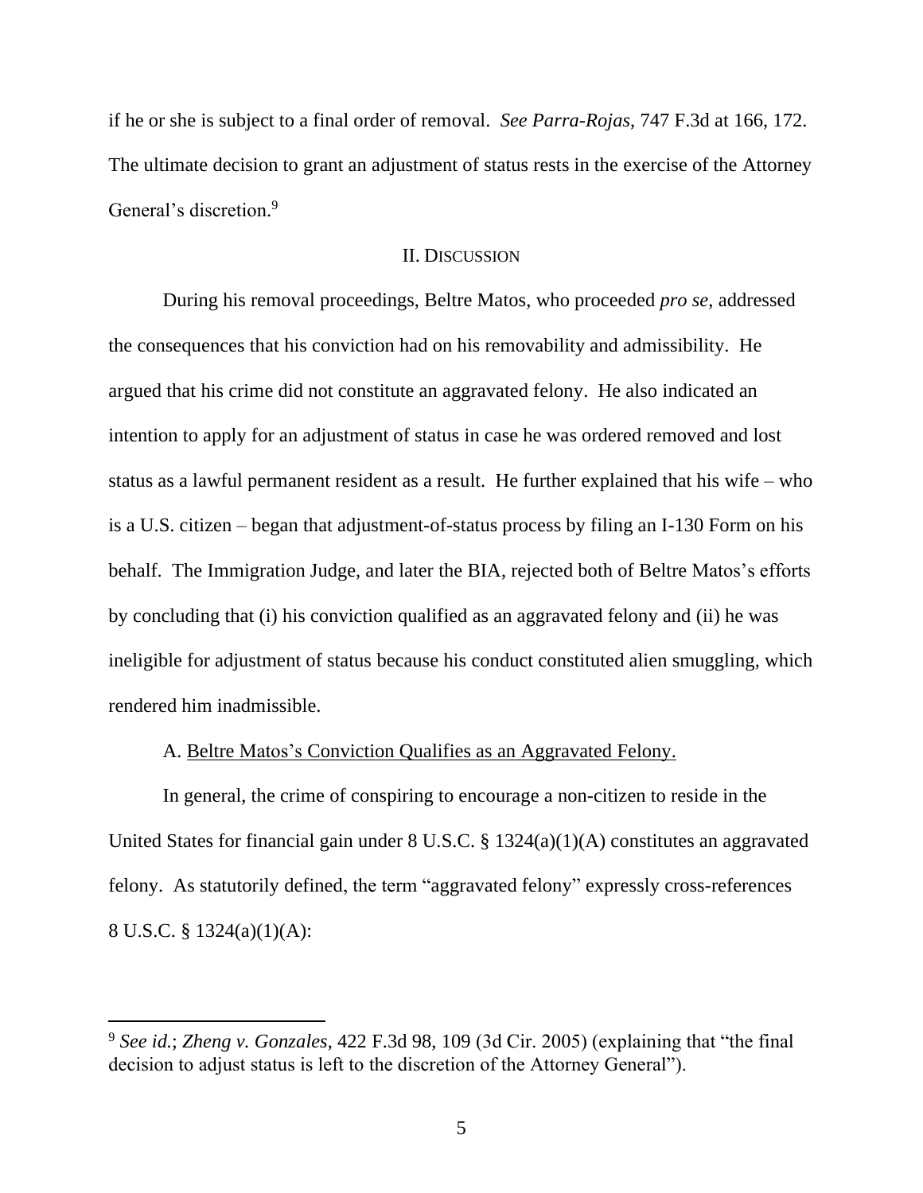if he or she is subject to a final order of removal. *See Parra-Rojas*, 747 F.3d at 166, 172. The ultimate decision to grant an adjustment of status rests in the exercise of the Attorney General's discretion.[9]

## II. DISCUSSION

During his removal proceedings, Beltre Matos, who proceeded *pro se*, addressed the consequences that his conviction had on his removability and admissibility. He argued that his crime did not constitute an aggravated felony. He also indicated an intention to apply for an adjustment of status in case he was ordered removed and lost status as a lawful permanent resident as a result. He further explained that his wife – who is a U.S. citizen – began that adjustment-of-status process by filing an I-130 Form on his behalf. The Immigration Judge, and later the BIA, rejected both of Beltre Matos's efforts by concluding that (i) his conviction qualified as an aggravated felony and (ii) he was ineligible for adjustment of status because his conduct constituted alien smuggling, which rendered him inadmissible.

### A. Beltre Matos's Conviction Qualifies as an Aggravated Felony.

In general, the crime of conspiring to encourage a non-citizen to reside in the United States for financial gain under 8 U.S.C. § 1324(a)(1)(A) constitutes an aggravated felony. As statutorily defined, the term "aggravated felony" expressly cross-references 8 U.S.C. § 1324(a)(1)(A):

---

[9] *See id.*; *Zheng v. Gonzales*, 422 F.3d 98, 109 (3d Cir. 2005) (explaining that "the final decision to adjust status is left to the discretion of the Attorney General").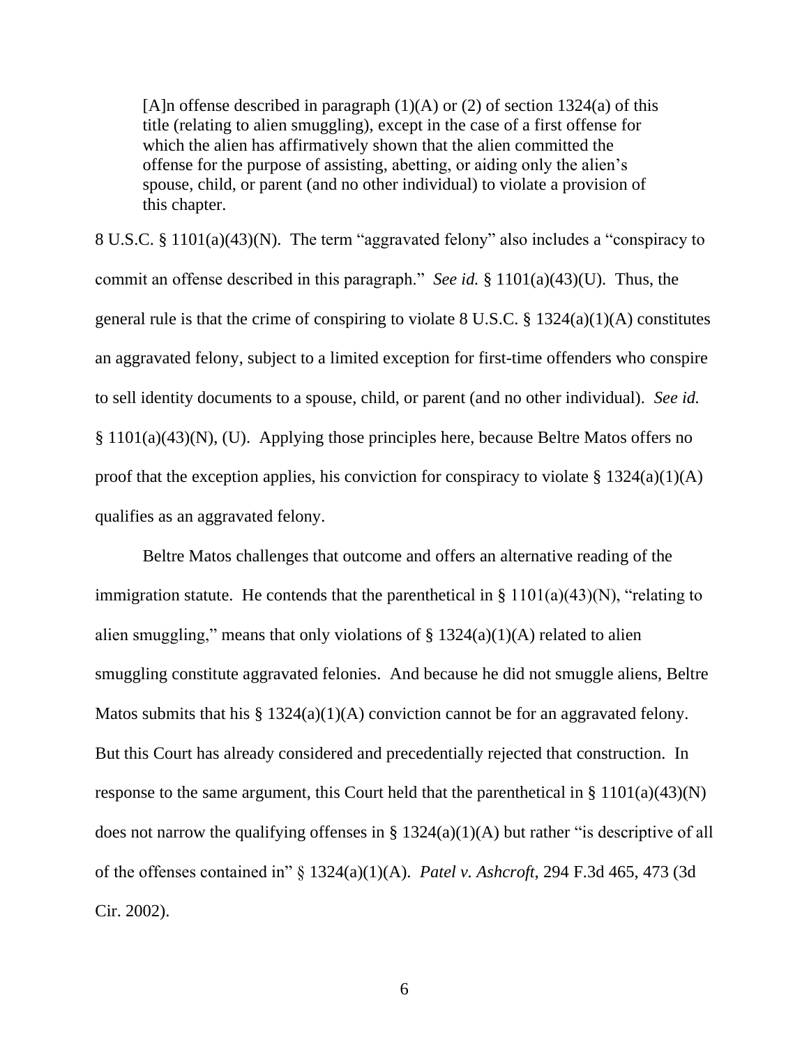> [A]n offense described in paragraph (1)(A) or (2) of section 1324(a) of this title (relating to alien smuggling), except in the case of a first offense for which the alien has affirmatively shown that the alien committed the offense for the purpose of assisting, abetting, or aiding only the alien's spouse, child, or parent (and no other individual) to violate a provision of this chapter.

8 U.S.C. § 1101(a)(43)(N). The term "aggravated felony" also includes a "conspiracy to commit an offense described in this paragraph." *See id.* § 1101(a)(43)(U). Thus, the general rule is that the crime of conspiring to violate 8 U.S.C. § 1324(a)(1)(A) constitutes an aggravated felony, subject to a limited exception for first-time offenders who conspire to sell identity documents to a spouse, child, or parent (and no other individual). *See id.* § 1101(a)(43)(N), (U). Applying those principles here, because Beltre Matos offers no proof that the exception applies, his conviction for conspiracy to violate § 1324(a)(1)(A) qualifies as an aggravated felony.

Beltre Matos challenges that outcome and offers an alternative reading of the immigration statute. He contends that the parenthetical in § 1101(a)(43)(N), "relating to alien smuggling," means that only violations of § 1324(a)(1)(A) related to alien smuggling constitute aggravated felonies. And because he did not smuggle aliens, Beltre Matos submits that his § 1324(a)(1)(A) conviction cannot be for an aggravated felony. But this Court has already considered and precedentially rejected that construction. In response to the same argument, this Court held that the parenthetical in § 1101(a)(43)(N) does not narrow the qualifying offenses in § 1324(a)(1)(A) but rather "is descriptive of all of the offenses contained in" § 1324(a)(1)(A). *Patel v. Ashcroft*, 294 F.3d 465, 473 (3d Cir. 2002).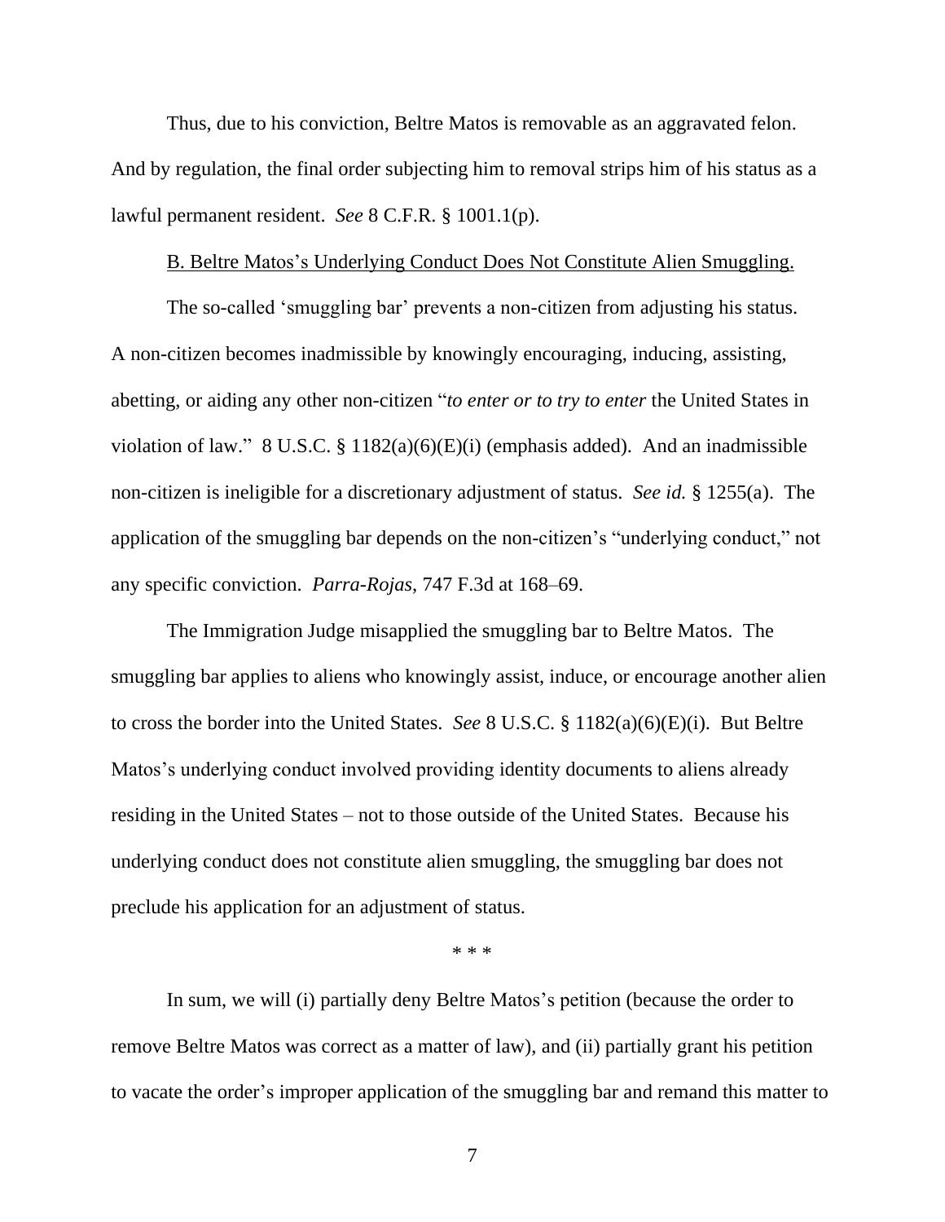Thus, due to his conviction, Beltre Matos is removable as an aggravated felon. And by regulation, the final order subjecting him to removal strips him of his status as a lawful permanent resident. *See* 8 C.F.R. § 1001.1(p).

<u>B. Beltre Matos's Underlying Conduct Does Not Constitute Alien Smuggling.</u>

The so-called 'smuggling bar' prevents a non-citizen from adjusting his status. A non-citizen becomes inadmissible by knowingly encouraging, inducing, assisting, abetting, or aiding any other non-citizen "*to enter or to try to enter* the United States in violation of law." 8 U.S.C. § 1182(a)(6)(E)(i) (emphasis added). And an inadmissible non-citizen is ineligible for a discretionary adjustment of status. *See id.* § 1255(a). The application of the smuggling bar depends on the non-citizen's "underlying conduct," not any specific conviction. *Parra-Rojas*, 747 F.3d at 168–69.

The Immigration Judge misapplied the smuggling bar to Beltre Matos. The smuggling bar applies to aliens who knowingly assist, induce, or encourage another alien to cross the border into the United States. *See* 8 U.S.C. § 1182(a)(6)(E)(i). But Beltre Matos's underlying conduct involved providing identity documents to aliens already residing in the United States – not to those outside of the United States. Because his underlying conduct does not constitute alien smuggling, the smuggling bar does not preclude his application for an adjustment of status.

\* \* \*

In sum, we will (i) partially deny Beltre Matos's petition (because the order to remove Beltre Matos was correct as a matter of law), and (ii) partially grant his petition to vacate the order's improper application of the smuggling bar and remand this matter to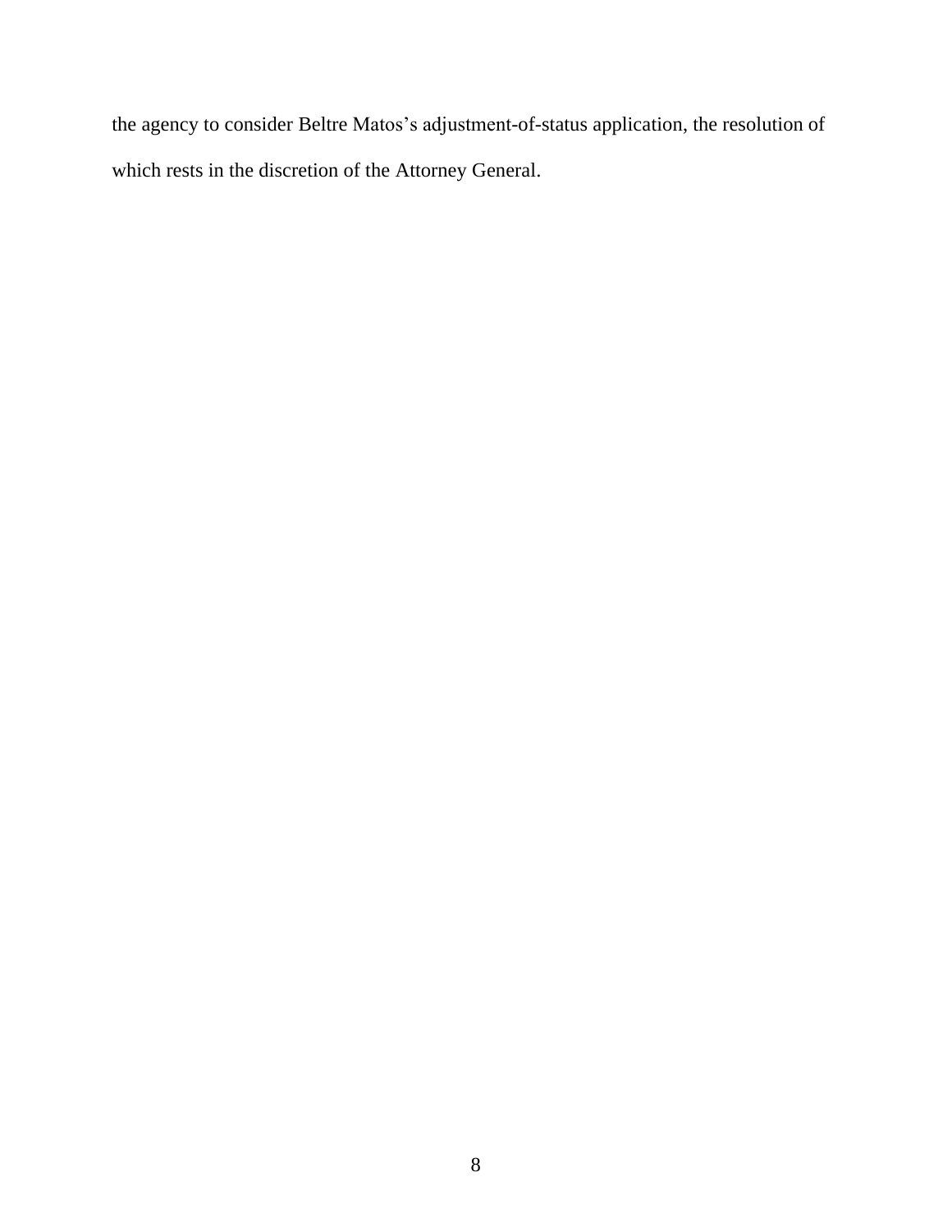the agency to consider Beltre Matos's adjustment-of-status application, the resolution of which rests in the discretion of the Attorney General.